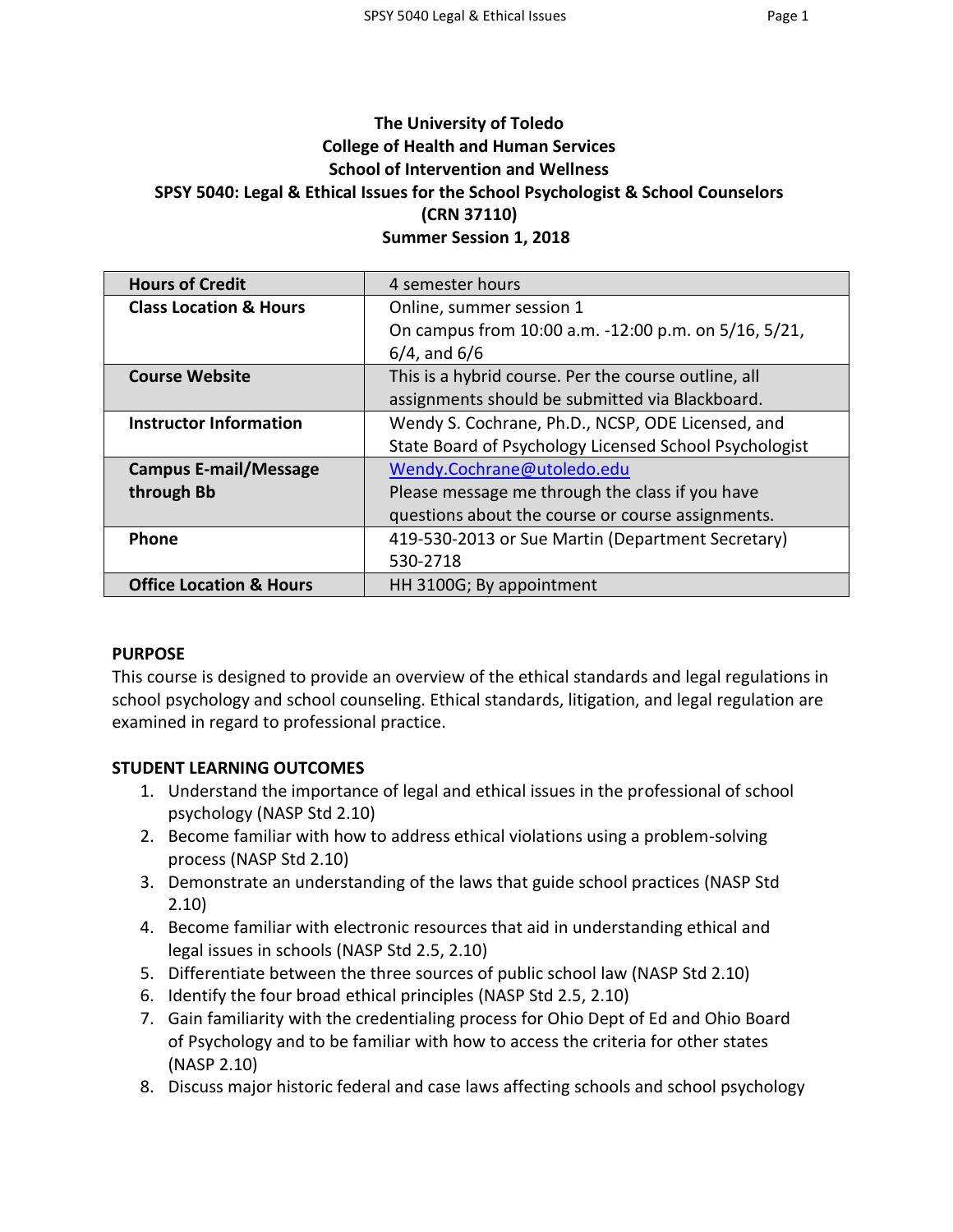# The University of Toledo
## College of Health and Human Services
## School of Intervention and Wellness
## SPSY 5040: Legal & Ethical Issues for the School Psychologist & School Counselors
## (CRN 37110)
## Summer Session 1, 2018

| | |
|---|---|
| **Hours of Credit** | 4 semester hours |
| **Class Location & Hours** | Online, summer session 1<br>On campus from 10:00 a.m. -12:00 p.m. on 5/16, 5/21, 6/4, and 6/6 |
| **Course Website** | This is a hybrid course. Per the course outline, all assignments should be submitted via Blackboard. |
| **Instructor Information** | Wendy S. Cochrane, Ph.D., NCSP, ODE Licensed, and State Board of Psychology Licensed School Psychologist |
| **Campus E-mail/Message through Bb** | Wendy.Cochrane@utoledo.edu<br>Please message me through the class if you have questions about the course or course assignments. |
| **Phone** | 419-530-2013 or Sue Martin (Department Secretary) 530-2718 |
| **Office Location & Hours** | HH 3100G; By appointment |

**PURPOSE**

This course is designed to provide an overview of the ethical standards and legal regulations in school psychology and school counseling. Ethical standards, litigation, and legal regulation are examined in regard to professional practice.

**STUDENT LEARNING OUTCOMES**

1. Understand the importance of legal and ethical issues in the professional of school psychology (NASP Std 2.10)
2. Become familiar with how to address ethical violations using a problem-solving process (NASP Std 2.10)
3. Demonstrate an understanding of the laws that guide school practices (NASP Std 2.10)
4. Become familiar with electronic resources that aid in understanding ethical and legal issues in schools (NASP Std 2.5, 2.10)
5. Differentiate between the three sources of public school law (NASP Std 2.10)
6. Identify the four broad ethical principles (NASP Std 2.5, 2.10)
7. Gain familiarity with the credentialing process for Ohio Dept of Ed and Ohio Board of Psychology and to be familiar with how to access the criteria for other states (NASP 2.10)
8. Discuss major historic federal and case laws affecting schools and school psychology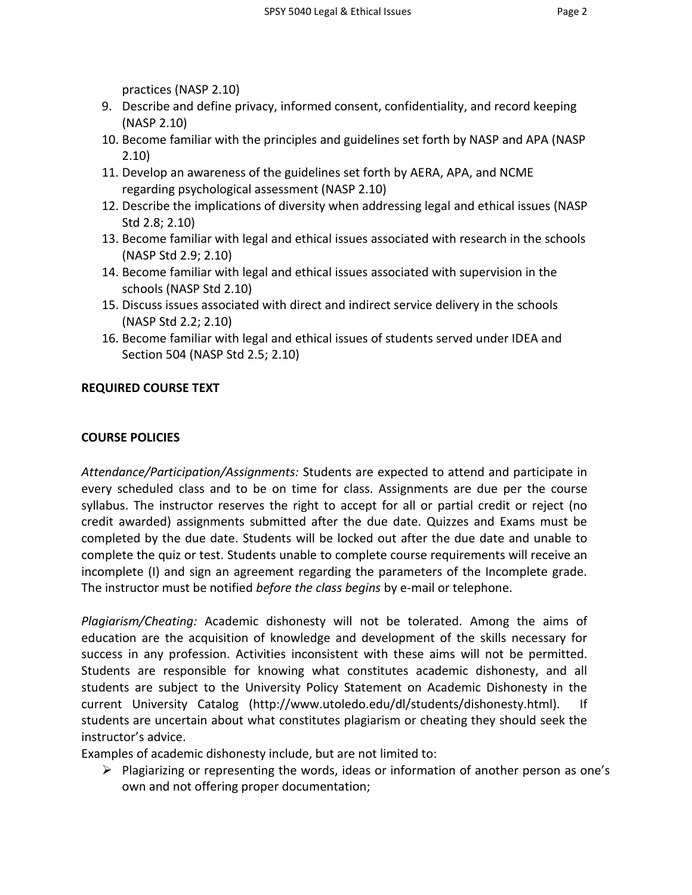practices (NASP 2.10)

9. Describe and define privacy, informed consent, confidentiality, and record keeping (NASP 2.10)
10. Become familiar with the principles and guidelines set forth by NASP and APA (NASP 2.10)
11. Develop an awareness of the guidelines set forth by AERA, APA, and NCME regarding psychological assessment (NASP 2.10)
12. Describe the implications of diversity when addressing legal and ethical issues (NASP Std 2.8; 2.10)
13. Become familiar with legal and ethical issues associated with research in the schools (NASP Std 2.9; 2.10)
14. Become familiar with legal and ethical issues associated with supervision in the schools (NASP Std 2.10)
15. Discuss issues associated with direct and indirect service delivery in the schools (NASP Std 2.2; 2.10)
16. Become familiar with legal and ethical issues of students served under IDEA and Section 504 (NASP Std 2.5; 2.10)

**REQUIRED COURSE TEXT**

**COURSE POLICIES**

*Attendance/Participation/Assignments:* Students are expected to attend and participate in every scheduled class and to be on time for class. Assignments are due per the course syllabus. The instructor reserves the right to accept for all or partial credit or reject (no credit awarded) assignments submitted after the due date. Quizzes and Exams must be completed by the due date. Students will be locked out after the due date and unable to complete the quiz or test. Students unable to complete course requirements will receive an incomplete (I) and sign an agreement regarding the parameters of the Incomplete grade. The instructor must be notified *before the class begins* by e-mail or telephone.

*Plagiarism/Cheating:* Academic dishonesty will not be tolerated. Among the aims of education are the acquisition of knowledge and development of the skills necessary for success in any profession. Activities inconsistent with these aims will not be permitted. Students are responsible for knowing what constitutes academic dishonesty, and all students are subject to the University Policy Statement on Academic Dishonesty in the current University Catalog (http://www.utoledo.edu/dl/students/dishonesty.html). If students are uncertain about what constitutes plagiarism or cheating they should seek the instructor's advice.

Examples of academic dishonesty include, but are not limited to:

- Plagiarizing or representing the words, ideas or information of another person as one's own and not offering proper documentation;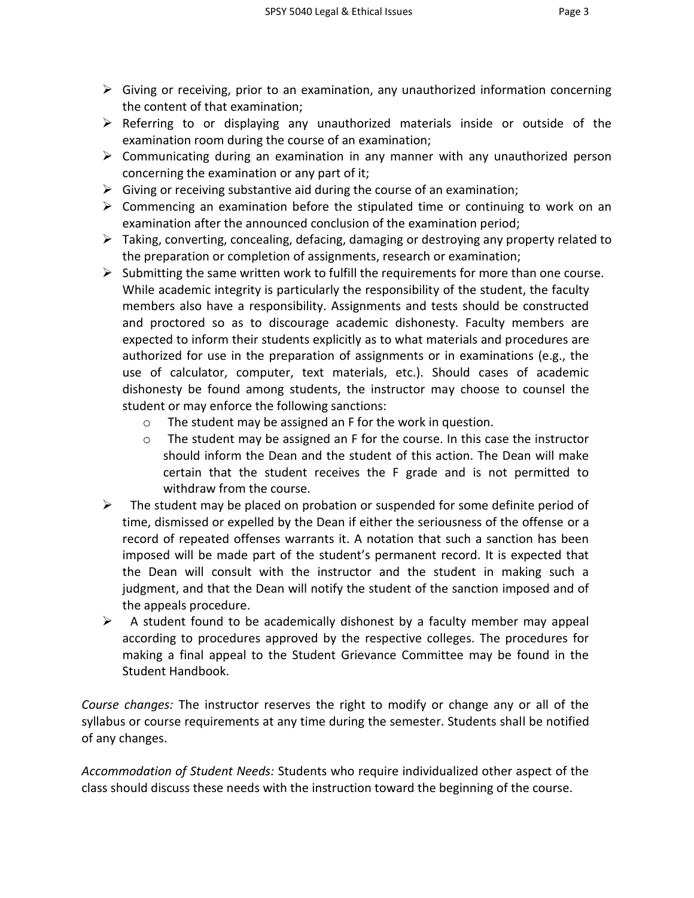- Giving or receiving, prior to an examination, any unauthorized information concerning the content of that examination;
- Referring to or displaying any unauthorized materials inside or outside of the examination room during the course of an examination;
- Communicating during an examination in any manner with any unauthorized person concerning the examination or any part of it;
- Giving or receiving substantive aid during the course of an examination;
- Commencing an examination before the stipulated time or continuing to work on an examination after the announced conclusion of the examination period;
- Taking, converting, concealing, defacing, damaging or destroying any property related to the preparation or completion of assignments, research or examination;
- Submitting the same written work to fulfill the requirements for more than one course. While academic integrity is particularly the responsibility of the student, the faculty members also have a responsibility. Assignments and tests should be constructed and proctored so as to discourage academic dishonesty. Faculty members are expected to inform their students explicitly as to what materials and procedures are authorized for use in the preparation of assignments or in examinations (e.g., the use of calculator, computer, text materials, etc.). Should cases of academic dishonesty be found among students, the instructor may choose to counsel the student or may enforce the following sanctions:
    - The student may be assigned an F for the work in question.
    - The student may be assigned an F for the course. In this case the instructor should inform the Dean and the student of this action. The Dean will make certain that the student receives the F grade and is not permitted to withdraw from the course.
- The student may be placed on probation or suspended for some definite period of time, dismissed or expelled by the Dean if either the seriousness of the offense or a record of repeated offenses warrants it. A notation that such a sanction has been imposed will be made part of the student's permanent record. It is expected that the Dean will consult with the instructor and the student in making such a judgment, and that the Dean will notify the student of the sanction imposed and of the appeals procedure.
- A student found to be academically dishonest by a faculty member may appeal according to procedures approved by the respective colleges. The procedures for making a final appeal to the Student Grievance Committee may be found in the Student Handbook.

*Course changes:* The instructor reserves the right to modify or change any or all of the syllabus or course requirements at any time during the semester. Students shall be notified of any changes.

*Accommodation of Student Needs:* Students who require individualized other aspect of the class should discuss these needs with the instruction toward the beginning of the course.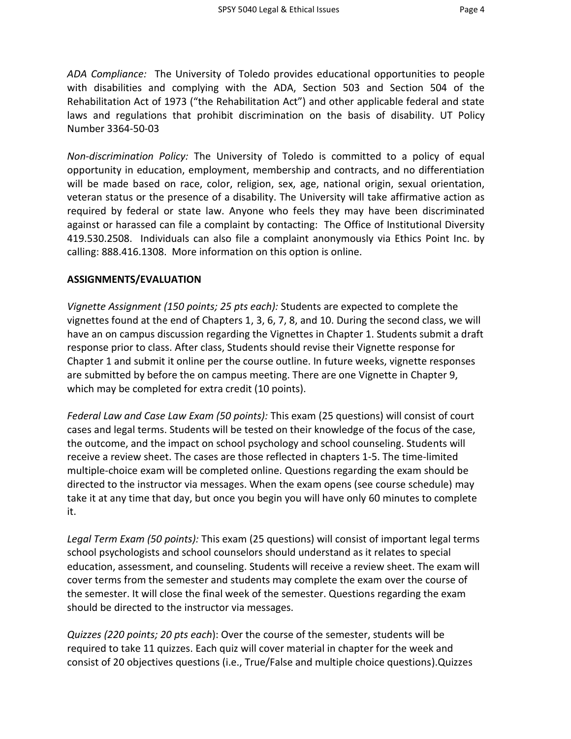*ADA Compliance:* The University of Toledo provides educational opportunities to people with disabilities and complying with the ADA, Section 503 and Section 504 of the Rehabilitation Act of 1973 ("the Rehabilitation Act") and other applicable federal and state laws and regulations that prohibit discrimination on the basis of disability. UT Policy Number 3364-50-03

*Non-discrimination Policy:* The University of Toledo is committed to a policy of equal opportunity in education, employment, membership and contracts, and no differentiation will be made based on race, color, religion, sex, age, national origin, sexual orientation, veteran status or the presence of a disability. The University will take affirmative action as required by federal or state law. Anyone who feels they may have been discriminated against or harassed can file a complaint by contacting: The Office of Institutional Diversity 419.530.2508. Individuals can also file a complaint anonymously via Ethics Point Inc. by calling: 888.416.1308. More information on this option is online.

**ASSIGNMENTS/EVALUATION**

*Vignette Assignment (150 points; 25 pts each):* Students are expected to complete the vignettes found at the end of Chapters 1, 3, 6, 7, 8, and 10. During the second class, we will have an on campus discussion regarding the Vignettes in Chapter 1. Students submit a draft response prior to class. After class, Students should revise their Vignette response for Chapter 1 and submit it online per the course outline. In future weeks, vignette responses are submitted by before the on campus meeting. There are one Vignette in Chapter 9, which may be completed for extra credit (10 points).

*Federal Law and Case Law Exam (50 points):* This exam (25 questions) will consist of court cases and legal terms. Students will be tested on their knowledge of the focus of the case, the outcome, and the impact on school psychology and school counseling. Students will receive a review sheet. The cases are those reflected in chapters 1-5. The time-limited multiple-choice exam will be completed online. Questions regarding the exam should be directed to the instructor via messages. When the exam opens (see course schedule) may take it at any time that day, but once you begin you will have only 60 minutes to complete it.

*Legal Term Exam (50 points):* This exam (25 questions) will consist of important legal terms school psychologists and school counselors should understand as it relates to special education, assessment, and counseling. Students will receive a review sheet. The exam will cover terms from the semester and students may complete the exam over the course of the semester. It will close the final week of the semester. Questions regarding the exam should be directed to the instructor via messages.

*Quizzes (220 points; 20 pts each*): Over the course of the semester, students will be required to take 11 quizzes. Each quiz will cover material in chapter for the week and consist of 20 objectives questions (i.e., True/False and multiple choice questions).Quizzes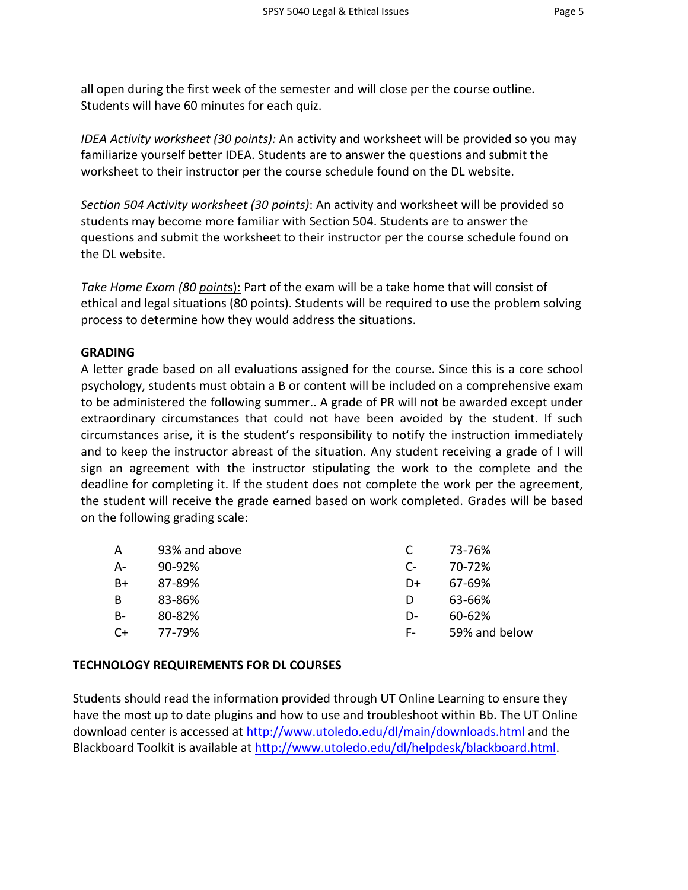all open during the first week of the semester and will close per the course outline. Students will have 60 minutes for each quiz.

*IDEA Activity worksheet (30 points):* An activity and worksheet will be provided so you may familiarize yourself better IDEA. Students are to answer the questions and submit the worksheet to their instructor per the course schedule found on the DL website.

*Section 504 Activity worksheet (30 points)*: An activity and worksheet will be provided so students may become more familiar with Section 504. Students are to answer the questions and submit the worksheet to their instructor per the course schedule found on the DL website.

*Take Home Exam (80 points):* Part of the exam will be a take home that will consist of ethical and legal situations (80 points). Students will be required to use the problem solving process to determine how they would address the situations.

**GRADING**

A letter grade based on all evaluations assigned for the course. Since this is a core school psychology, students must obtain a B or content will be included on a comprehensive exam to be administered the following summer.. A grade of PR will not be awarded except under extraordinary circumstances that could not have been avoided by the student. If such circumstances arise, it is the student's responsibility to notify the instruction immediately and to keep the instructor abreast of the situation. Any student receiving a grade of I will sign an agreement with the instructor stipulating the work to the complete and the deadline for completing it. If the student does not complete the work per the agreement, the student will receive the grade earned based on work completed. Grades will be based on the following grading scale:

| | | | |
|---|---|---|---|
| A | 93% and above | C | 73-76% |
| A- | 90-92% | C- | 70-72% |
| B+ | 87-89% | D+ | 67-69% |
| B | 83-86% | D | 63-66% |
| B- | 80-82% | D- | 60-62% |
| C+ | 77-79% | F- | 59% and below |

**TECHNOLOGY REQUIREMENTS FOR DL COURSES**

Students should read the information provided through UT Online Learning to ensure they have the most up to date plugins and how to use and troubleshoot within Bb. The UT Online download center is accessed at http://www.utoledo.edu/dl/main/downloads.html and the Blackboard Toolkit is available at http://www.utoledo.edu/dl/helpdesk/blackboard.html.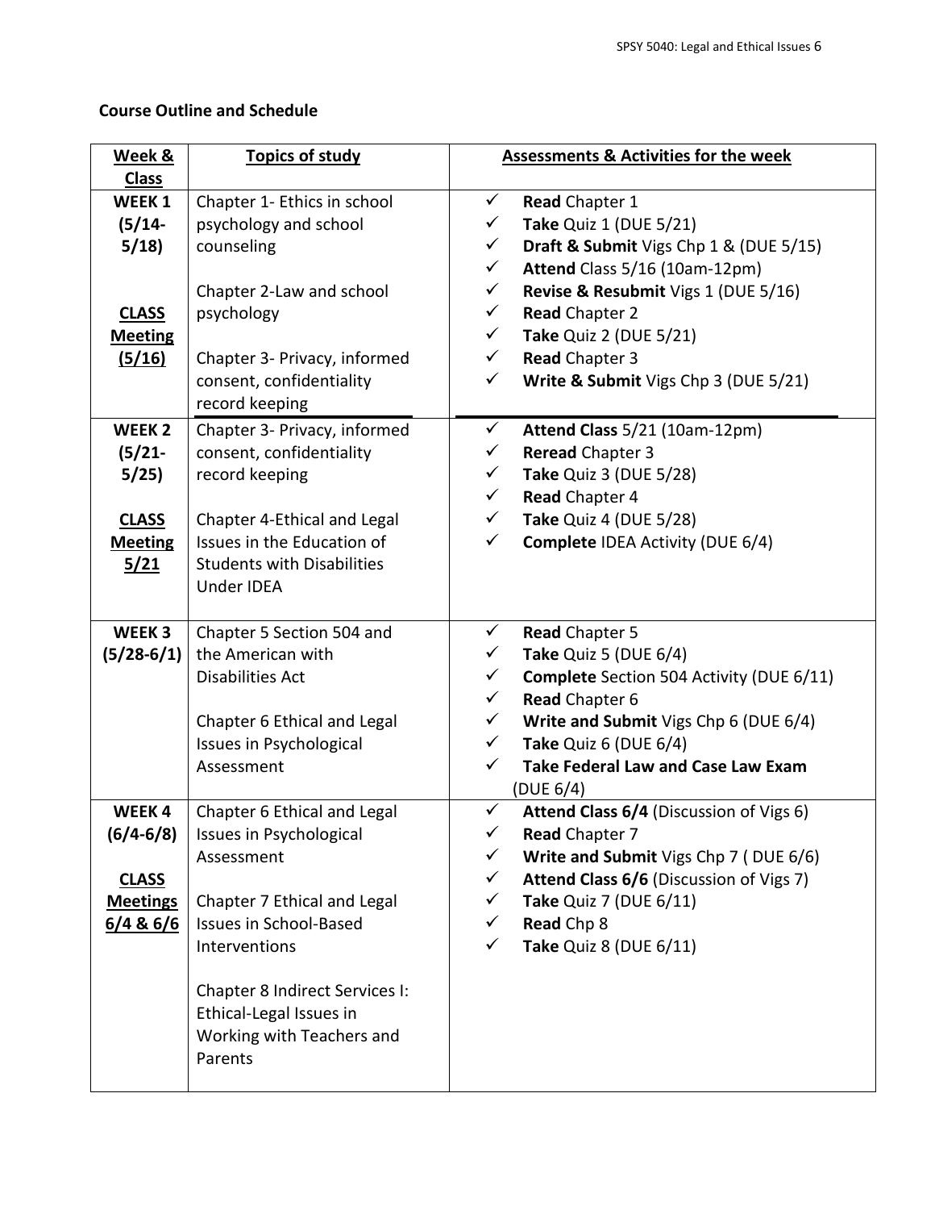## Course Outline and Schedule

| Week & Class | Topics of study | Assessments & Activities for the week |
|---|---|---|
| **WEEK 1 (5/14-5/18)**<br><br>**CLASS Meeting (5/16)** | Chapter 1- Ethics in school psychology and school counseling<br><br>Chapter 2-Law and school psychology<br><br>Chapter 3- Privacy, informed consent, confidentiality record keeping | ✓ **Read** Chapter 1<br>✓ **Take** Quiz 1 (DUE 5/21)<br>✓ **Draft & Submit** Vigs Chp 1 & (DUE 5/15)<br>✓ **Attend** Class 5/16 (10am-12pm)<br>✓ **Revise & Resubmit** Vigs 1 (DUE 5/16)<br>✓ **Read** Chapter 2<br>✓ **Take** Quiz 2 (DUE 5/21)<br>✓ **Read** Chapter 3<br>✓ **Write & Submit** Vigs Chp 3 (DUE 5/21) |
| **WEEK 2 (5/21-5/25)**<br><br>**CLASS Meeting 5/21** | Chapter 3- Privacy, informed consent, confidentiality record keeping<br><br>Chapter 4-Ethical and Legal Issues in the Education of Students with Disabilities Under IDEA | ✓ **Attend Class** 5/21 (10am-12pm)<br>✓ **Reread** Chapter 3<br>✓ **Take** Quiz 3 (DUE 5/28)<br>✓ **Read** Chapter 4<br>✓ **Take** Quiz 4 (DUE 5/28)<br>✓ **Complete** IDEA Activity (DUE 6/4) |
| **WEEK 3 (5/28-6/1)** | Chapter 5 Section 504 and the American with Disabilities Act<br><br>Chapter 6 Ethical and Legal Issues in Psychological Assessment | ✓ **Read** Chapter 5<br>✓ **Take** Quiz 5 (DUE 6/4)<br>✓ **Complete** Section 504 Activity (DUE 6/11)<br>✓ **Read** Chapter 6<br>✓ **Write and Submit** Vigs Chp 6 (DUE 6/4)<br>✓ **Take** Quiz 6 (DUE 6/4)<br>✓ **Take Federal Law and Case Law Exam** (DUE 6/4) |
| **WEEK 4 (6/4-6/8)**<br><br>**CLASS Meetings 6/4 & 6/6** | Chapter 6 Ethical and Legal Issues in Psychological Assessment<br><br>Chapter 7 Ethical and Legal Issues in School-Based Interventions<br><br>Chapter 8 Indirect Services I: Ethical-Legal Issues in Working with Teachers and Parents | ✓ **Attend Class 6/4** (Discussion of Vigs 6)<br>✓ **Read** Chapter 7<br>✓ **Write and Submit** Vigs Chp 7 ( DUE 6/6)<br>✓ **Attend Class 6/6** (Discussion of Vigs 7)<br>✓ **Take** Quiz 7 (DUE 6/11)<br>✓ **Read** Chp 8<br>✓ **Take** Quiz 8 (DUE 6/11) |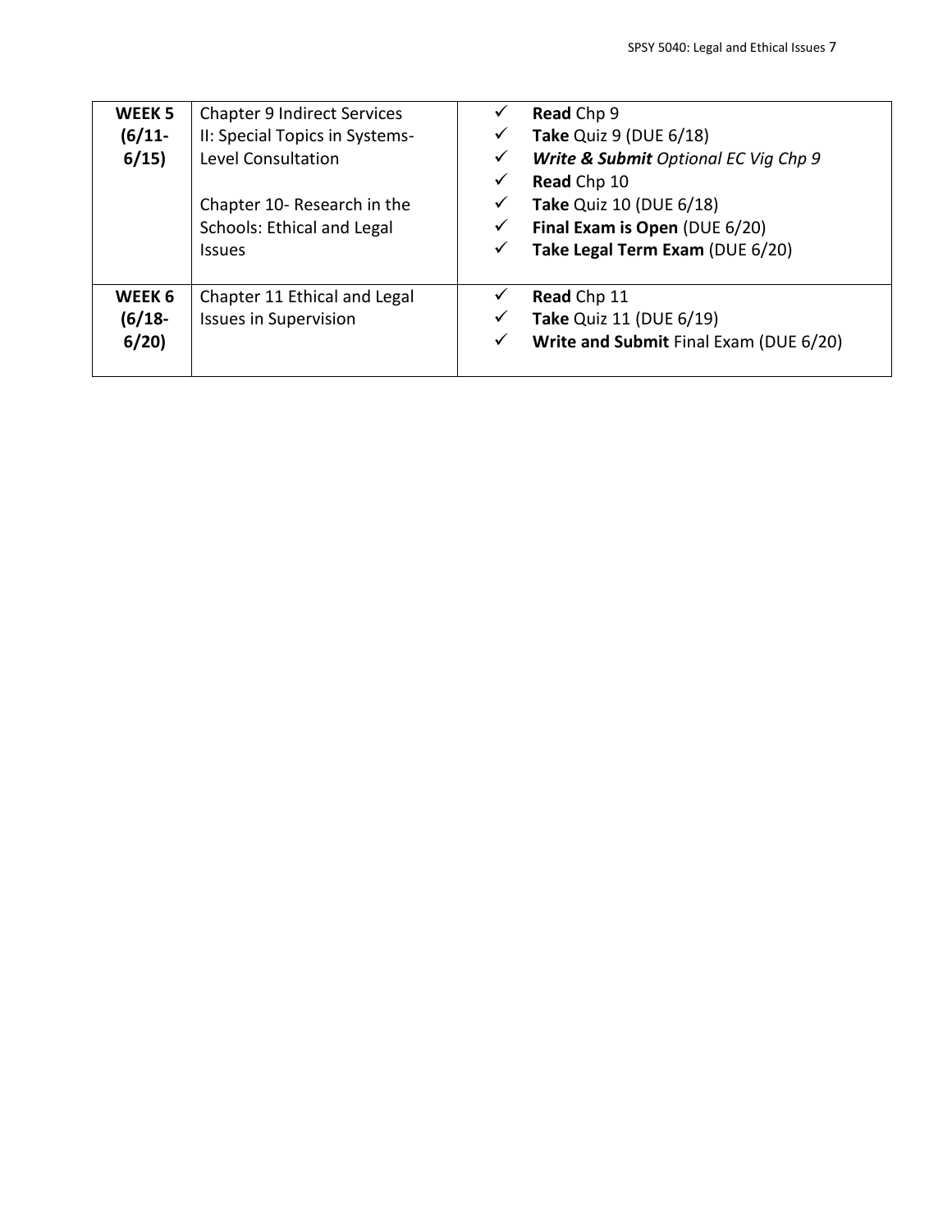| | | |
|---|---|---|
| **WEEK 5 (6/11-6/15)** | Chapter 9 Indirect Services II: Special Topics in Systems-Level Consultation<br><br>Chapter 10- Research in the Schools: Ethical and Legal Issues | ✓ **Read** Chp 9<br>✓ **Take** Quiz 9 (DUE 6/18)<br>✓ ***Write & Submit*** *Optional EC Vig Chp 9*<br>✓ **Read** Chp 10<br>✓ **Take** Quiz 10 (DUE 6/18)<br>✓ **Final Exam is Open** (DUE 6/20)<br>✓ **Take Legal Term Exam** (DUE 6/20) |
| **WEEK 6 (6/18-6/20)** | Chapter 11 Ethical and Legal Issues in Supervision | ✓ **Read** Chp 11<br>✓ **Take** Quiz 11 (DUE 6/19)<br>✓ **Write and Submit** Final Exam (DUE 6/20) |